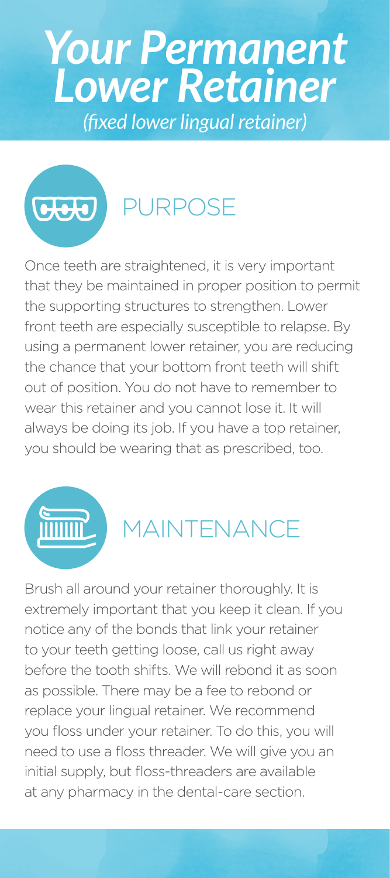# *Your Permanent Lower Retainer*

*(fixed lower lingual retainer)*

## PURPOSE

Once teeth are straightened, it is very important that they be maintained in proper position to permit the supporting structures to strengthen. Lower front teeth are especially susceptible to relapse. By using a permanent lower retainer, you are reducing the chance that your bottom front teeth will shift out of position. You do not have to remember to wear this retainer and you cannot lose it. It will always be doing its job. If you have a top retainer, you should be wearing that as prescribed, too.

## MAINTENANCE

Brush all around your retainer thoroughly. It is extremely important that you keep it clean. If you notice any of the bonds that link your retainer to your teeth getting loose, call us right away before the tooth shifts. We will rebond it as soon as possible. There may be a fee to rebond or replace your lingual retainer. We recommend you floss under your retainer. To do this, you will need to use a floss threader. We will give you an initial supply, but floss-threaders are available at any pharmacy in the dental-care section.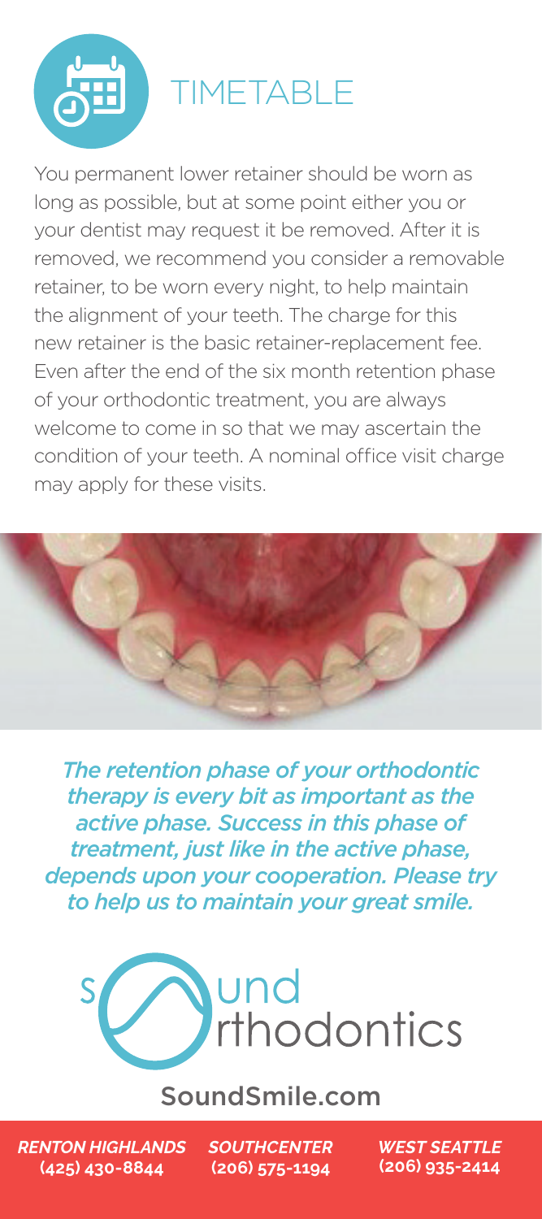# TIMETABLE

You permanent lower retainer should be worn as long as possible, but at some point either you or your dentist may request it be removed. After it is removed, we recommend you consider a removable retainer, to be worn every night, to help maintain the alignment of your teeth. The charge for this new retainer is the basic retainer-replacement fee. Even after the end of the six month retention phase of your orthodontic treatment, you are always welcome to come in so that we may ascertain the condition of your teeth. A nominal office visit charge may apply for these visits.

*The retention phase of your orthodontic therapy is every bit as important as the active phase. Success in this phase of treatment, just like in the active phase, depends upon your cooperation. Please try to help us to maintain your great smile.*

Sound Orthodontics

SoundSmile.com

***RENTON HIGHLANDS*** **(425) 430-8844**

***SOUTHCENTER*** **(206) 575-1194**

***WEST SEATTLE*** **(206) 935-2414**